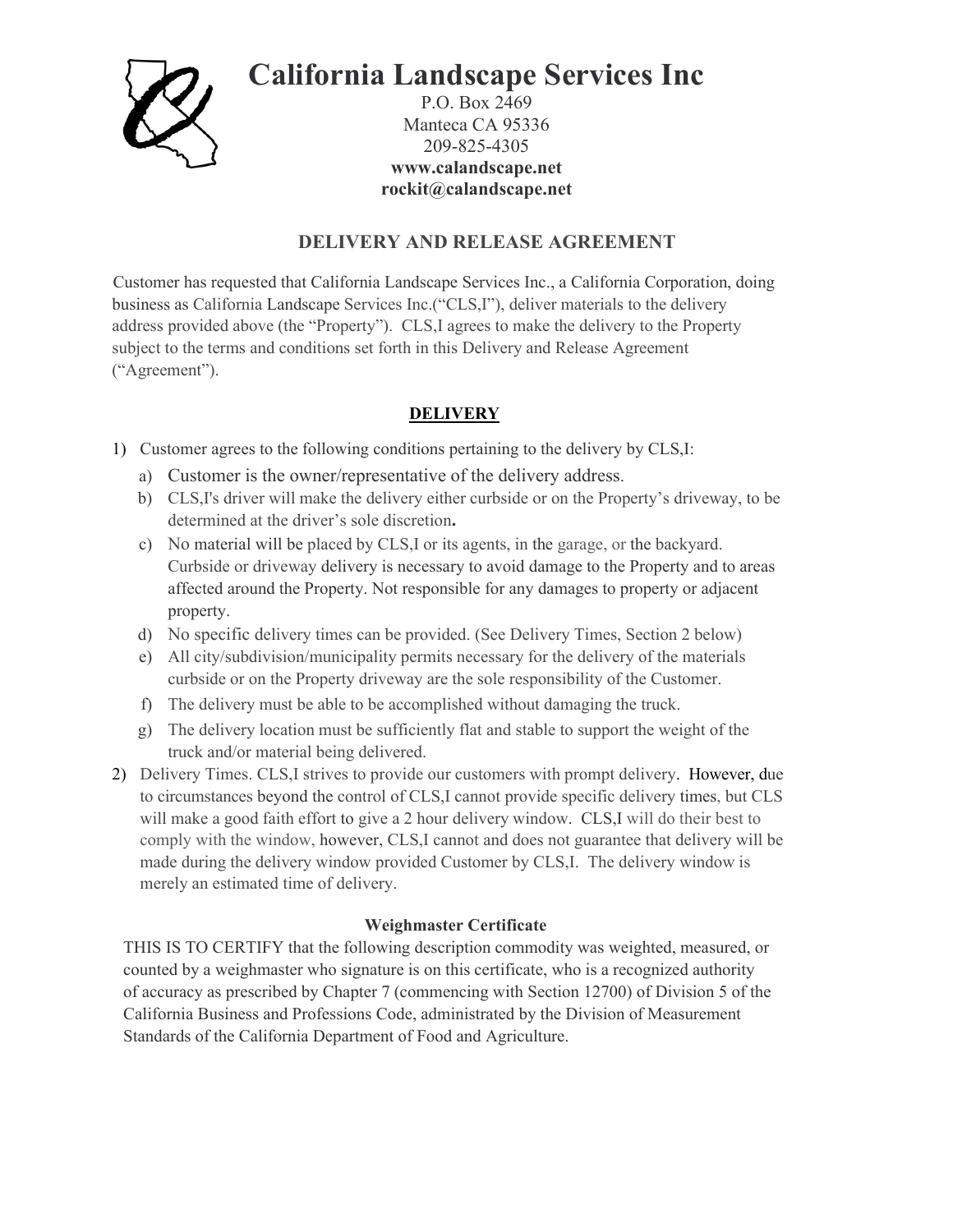# California Landscape Services Inc

P.O. Box 2469
Manteca CA 95336
209-825-4305
**www.calandscape.net**
**rockit@calandscape.net**

## DELIVERY AND RELEASE AGREEMENT

Customer has requested that California Landscape Services Inc., a California Corporation, doing business as California Landscape Services Inc.("CLS,I"), deliver materials to the delivery address provided above (the "Property"). CLS,I agrees to make the delivery to the Property subject to the terms and conditions set forth in this Delivery and Release Agreement ("Agreement").

### DELIVERY

1) Customer agrees to the following conditions pertaining to the delivery by CLS,I:
   a) Customer is the owner/representative of the delivery address.
   b) CLS,I's driver will make the delivery either curbside or on the Property's driveway, to be determined at the driver's sole discretion**.**
   c) No material will be placed by CLS,I or its agents, in the garage, or the backyard. Curbside or driveway delivery is necessary to avoid damage to the Property and to areas affected around the Property. Not responsible for any damages to property or adjacent property.
   d) No specific delivery times can be provided. (See Delivery Times, Section 2 below)
   e) All city/subdivision/municipality permits necessary for the delivery of the materials curbside or on the Property driveway are the sole responsibility of the Customer.
   f) The delivery must be able to be accomplished without damaging the truck.
   g) The delivery location must be sufficiently flat and stable to support the weight of the truck and/or material being delivered.
2) Delivery Times. CLS,I strives to provide our customers with prompt delivery. However, due to circumstances beyond the control of CLS,I cannot provide specific delivery times, but CLS will make a good faith effort to give a 2 hour delivery window. CLS,I will do their best to comply with the window, however, CLS,I cannot and does not guarantee that delivery will be made during the delivery window provided Customer by CLS,I. The delivery window is merely an estimated time of delivery.

#### Weighmaster Certificate

THIS IS TO CERTIFY that the following description commodity was weighted, measured, or counted by a weighmaster who signature is on this certificate, who is a recognized authority of accuracy as prescribed by Chapter 7 (commencing with Section 12700) of Division 5 of the California Business and Professions Code, administrated by the Division of Measurement Standards of the California Department of Food and Agriculture.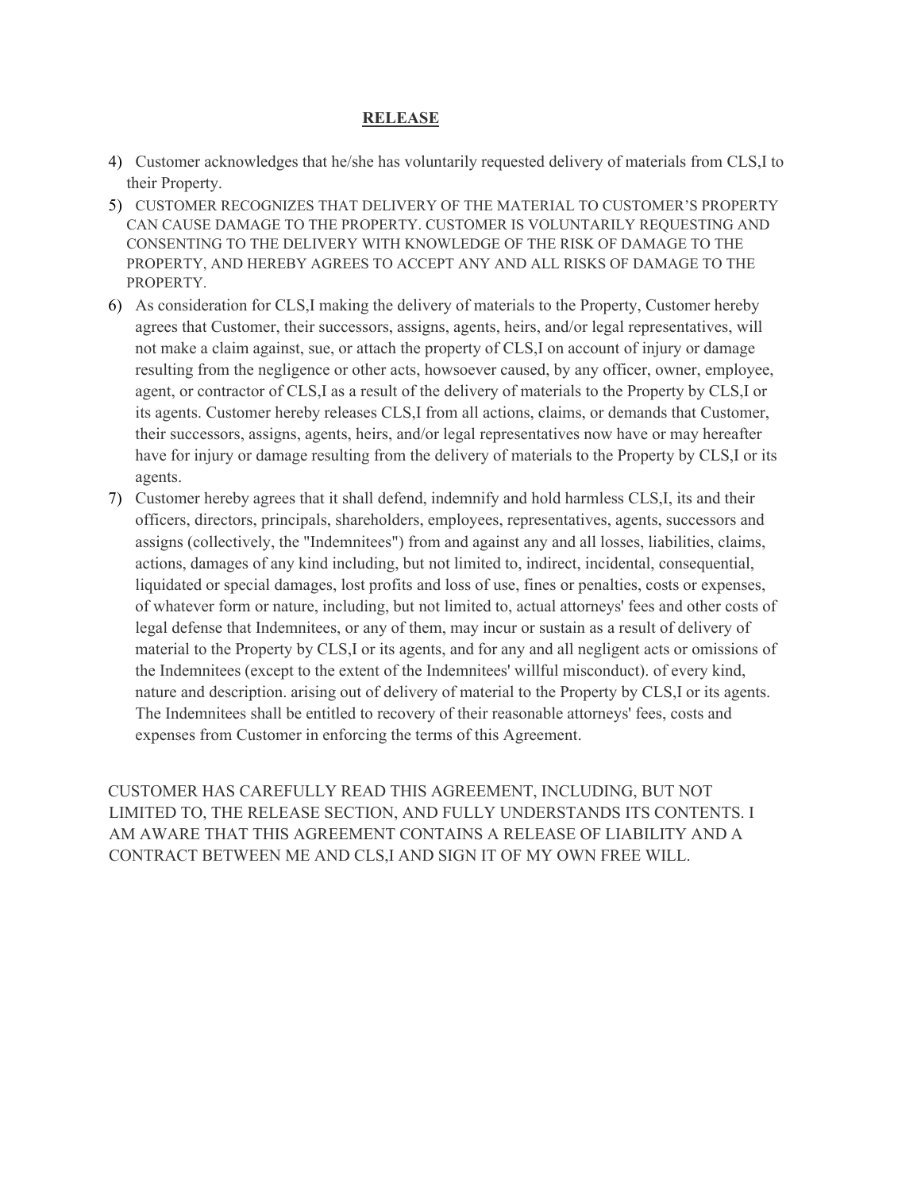**RELEASE**

4) Customer acknowledges that he/she has voluntarily requested delivery of materials from CLS,I to their Property.
5) CUSTOMER RECOGNIZES THAT DELIVERY OF THE MATERIAL TO CUSTOMER'S PROPERTY CAN CAUSE DAMAGE TO THE PROPERTY. CUSTOMER IS VOLUNTARILY REQUESTING AND CONSENTING TO THE DELIVERY WITH KNOWLEDGE OF THE RISK OF DAMAGE TO THE PROPERTY, AND HEREBY AGREES TO ACCEPT ANY AND ALL RISKS OF DAMAGE TO THE PROPERTY.
6) As consideration for CLS,I making the delivery of materials to the Property, Customer hereby agrees that Customer, their successors, assigns, agents, heirs, and/or legal representatives, will not make a claim against, sue, or attach the property of CLS,I on account of injury or damage resulting from the negligence or other acts, howsoever caused, by any officer, owner, employee, agent, or contractor of CLS,I as a result of the delivery of materials to the Property by CLS,I or its agents. Customer hereby releases CLS,I from all actions, claims, or demands that Customer, their successors, assigns, agents, heirs, and/or legal representatives now have or may hereafter have for injury or damage resulting from the delivery of materials to the Property by CLS,I or its agents.
7) Customer hereby agrees that it shall defend, indemnify and hold harmless CLS,I, its and their officers, directors, principals, shareholders, employees, representatives, agents, successors and assigns (collectively, the "Indemnitees") from and against any and all losses, liabilities, claims, actions, damages of any kind including, but not limited to, indirect, incidental, consequential, liquidated or special damages, lost profits and loss of use, fines or penalties, costs or expenses, of whatever form or nature, including, but not limited to, actual attorneys' fees and other costs of legal defense that Indemnitees, or any of them, may incur or sustain as a result of delivery of material to the Property by CLS,I or its agents, and for any and all negligent acts or omissions of the Indemnitees (except to the extent of the Indemnitees' willful misconduct). of every kind, nature and description. arising out of delivery of material to the Property by CLS,I or its agents. The Indemnitees shall be entitled to recovery of their reasonable attorneys' fees, costs and expenses from Customer in enforcing the terms of this Agreement.

CUSTOMER HAS CAREFULLY READ THIS AGREEMENT, INCLUDING, BUT NOT LIMITED TO, THE RELEASE SECTION, AND FULLY UNDERSTANDS ITS CONTENTS. I AM AWARE THAT THIS AGREEMENT CONTAINS A RELEASE OF LIABILITY AND A CONTRACT BETWEEN ME AND CLS,I AND SIGN IT OF MY OWN FREE WILL.